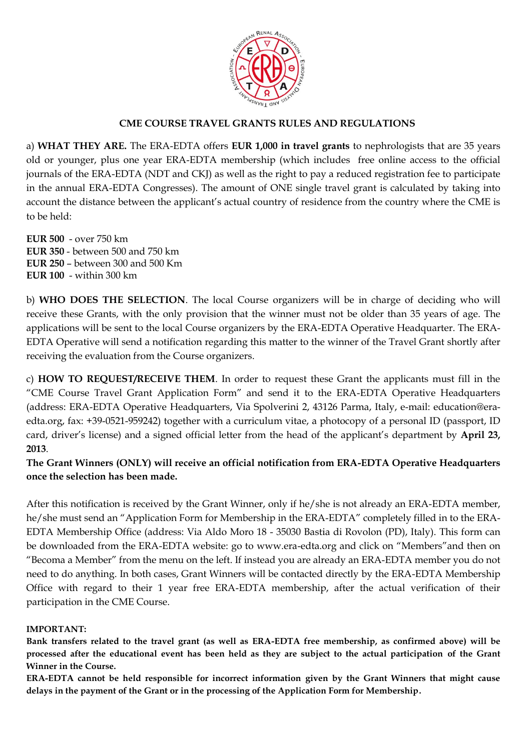## CME COURSE TRAVEL GRANTS RULES AND REGULATIONS

a) **WHAT THEY ARE.** The ERA-EDTA offers **EUR 1,000 in travel grants** to nephrologists that are 35 years old or younger, plus one year ERA-EDTA membership (which includes free online access to the official journals of the ERA-EDTA (NDT and CKJ) as well as the right to pay a reduced registration fee to participate in the annual ERA-EDTA Congresses). The amount of ONE single travel grant is calculated by taking into account the distance between the applicant's actual country of residence from the country where the CME is to be held:

**EUR 500** - over 750 km
**EUR 350** - between 500 and 750 km
**EUR 250** – between 300 and 500 Km
**EUR 100** - within 300 km

b) **WHO DOES THE SELECTION**. The local Course organizers will be in charge of deciding who will receive these Grants, with the only provision that the winner must not be older than 35 years of age. The applications will be sent to the local Course organizers by the ERA-EDTA Operative Headquarter. The ERA-EDTA Operative will send a notification regarding this matter to the winner of the Travel Grant shortly after receiving the evaluation from the Course organizers.

c) **HOW TO REQUEST/RECEIVE THEM**. In order to request these Grant the applicants must fill in the "CME Course Travel Grant Application Form" and send it to the ERA-EDTA Operative Headquarters (address: ERA-EDTA Operative Headquarters, Via Spolverini 2, 43126 Parma, Italy, e-mail: education@era-edta.org, fax: +39-0521-959242) together with a curriculum vitae, a photocopy of a personal ID (passport, ID card, driver's license) and a signed official letter from the head of the applicant's department by **April 23, 2013**.

**The Grant Winners (ONLY) will receive an official notification from ERA-EDTA Operative Headquarters once the selection has been made.**

After this notification is received by the Grant Winner, only if he/she is not already an ERA-EDTA member, he/she must send an "Application Form for Membership in the ERA-EDTA" completely filled in to the ERA-EDTA Membership Office (address: Via Aldo Moro 18 - 35030 Bastia di Rovolon (PD), Italy). This form can be downloaded from the ERA-EDTA website: go to www.era-edta.org and click on "Members"and then on "Becoma a Member" from the menu on the left. If instead you are already an ERA-EDTA member you do not need to do anything. In both cases, Grant Winners will be contacted directly by the ERA-EDTA Membership Office with regard to their 1 year free ERA-EDTA membership, after the actual verification of their participation in the CME Course.

**IMPORTANT:**

**Bank transfers related to the travel grant (as well as ERA-EDTA free membership, as confirmed above) will be processed after the educational event has been held as they are subject to the actual participation of the Grant Winner in the Course.**

**ERA-EDTA cannot be held responsible for incorrect information given by the Grant Winners that might cause delays in the payment of the Grant or in the processing of the Application Form for Membership.**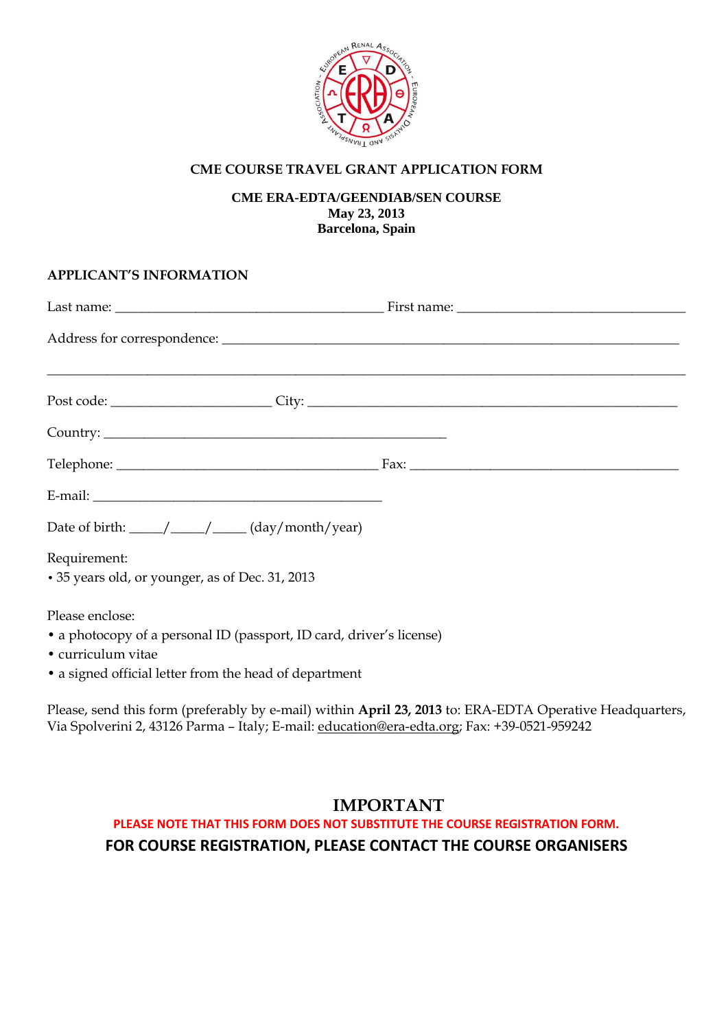### CME COURSE TRAVEL GRANT APPLICATION FORM

**CME ERA-EDTA/GEENDIAB/SEN COURSE**
**May 23, 2013**
**Barcelona, Spain**

**APPLICANT'S INFORMATION**

Last name: _______________________________________ First name: _________________________________

Address for correspondence: ___________________________________________________________________

_____________________________________________________________________________________________

Post code: _______________________ City: ______________________________________________________

Country: __________________________________________________

Telephone: ______________________________________ Fax: ________________________________________

E-mail: __________________________________________

Date of birth: _____/_____/_____ (day/month/year)

Requirement:

- 35 years old, or younger, as of Dec. 31, 2013

Please enclose:

- a photocopy of a personal ID (passport, ID card, driver's license)
- curriculum vitae
- a signed official letter from the head of department

Please, send this form (preferably by e-mail) within **April 23, 2013** to: ERA-EDTA Operative Headquarters, Via Spolverini 2, 43126 Parma – Italy; E-mail: education@era-edta.org; Fax: +39-0521-959242

## IMPORTANT

**PLEASE NOTE THAT THIS FORM DOES NOT SUBSTITUTE THE COURSE REGISTRATION FORM.**

**FOR COURSE REGISTRATION, PLEASE CONTACT THE COURSE ORGANISERS**